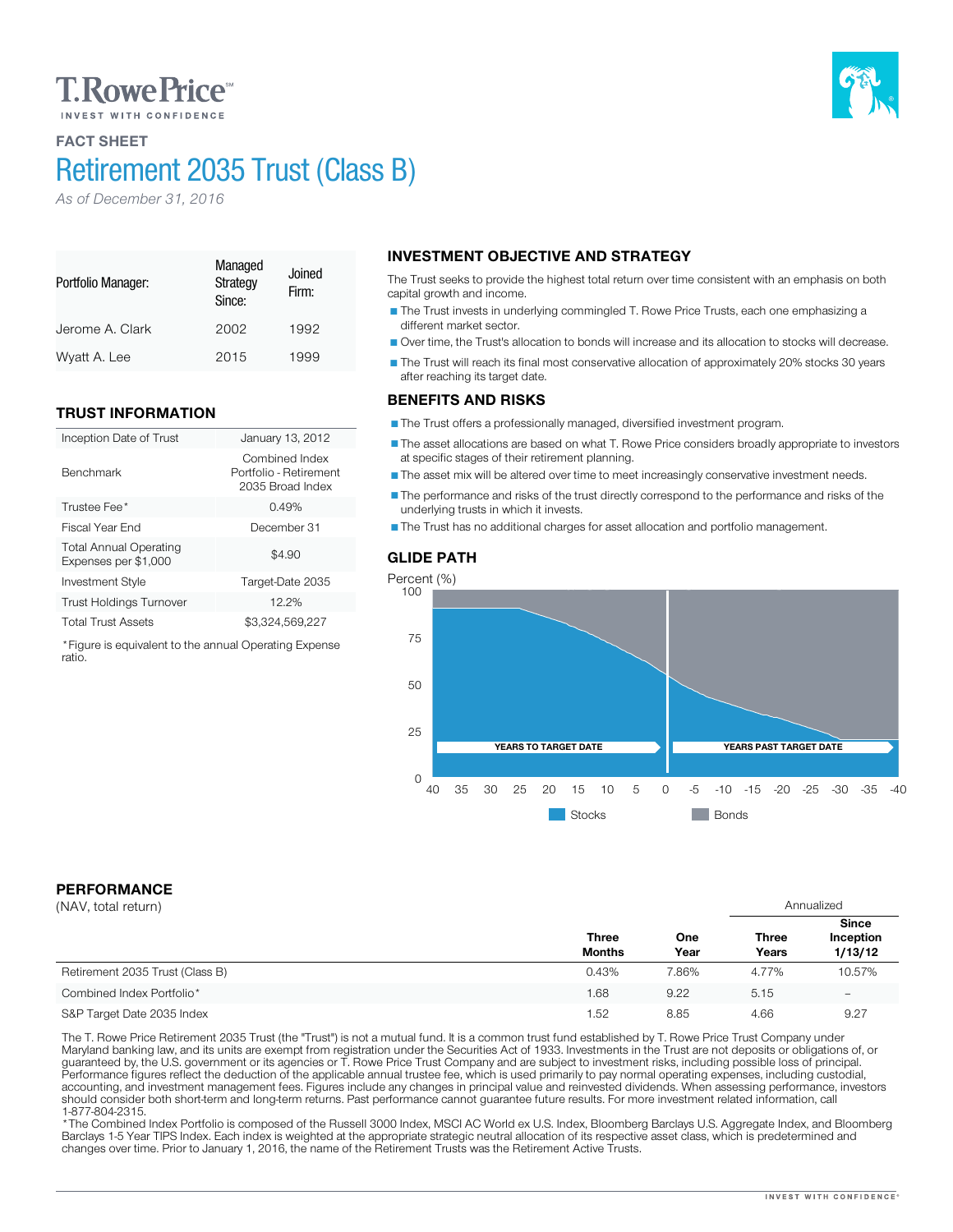T. Rowe Price

INVEST WITH CONFIDENCE

## FACT SHEET

# Retirement 2035 Trust (Class B)

*As of December 31, 2016*

| Portfolio Manager: | Managed Strategy Since: | Joined Firm: |
|---|---|---|
| Jerome A. Clark | 2002 | 1992 |
| Wyatt A. Lee | 2015 | 1999 |

## TRUST INFORMATION

| | |
|---|---|
| Inception Date of Trust | January 13, 2012 |
| Benchmark | Combined Index Portfolio - Retirement 2035 Broad Index |
| Trustee Fee* | 0.49% |
| Fiscal Year End | December 31 |
| Total Annual Operating Expenses per $1,000 | $4.90 |
| Investment Style | Target-Date 2035 |
| Trust Holdings Turnover | 12.2% |
| Total Trust Assets | $3,324,569,227 |

*Figure is equivalent to the annual Operating Expense ratio.

## INVESTMENT OBJECTIVE AND STRATEGY

The Trust seeks to provide the highest total return over time consistent with an emphasis on both capital growth and income.

- The Trust invests in underlying commingled T. Rowe Price Trusts, each one emphasizing a different market sector.
- Over time, the Trust's allocation to bonds will increase and its allocation to stocks will decrease.
- The Trust will reach its final most conservative allocation of approximately 20% stocks 30 years after reaching its target date.

## BENEFITS AND RISKS

- The Trust offers a professionally managed, diversified investment program.
- The asset allocations are based on what T. Rowe Price considers broadly appropriate to investors at specific stages of their retirement planning.
- The asset mix will be altered over time to meet increasingly conservative investment needs.
- The performance and risks of the trust directly correspond to the performance and risks of the underlying trusts in which it invests.
- The Trust has no additional charges for asset allocation and portfolio management.

## GLIDE PATH

Percent (%)

YEARS TO TARGET DATE | YEARS PAST TARGET DATE

Stocks | Bonds

## PERFORMANCE

(NAV, total return)

| | Three Months | One Year | Annualized: Three Years | Annualized: Since Inception 1/13/12 |
|---|---|---|---|---|
| Retirement 2035 Trust (Class B) | 0.43% | 7.86% | 4.77% | 10.57% |
| Combined Index Portfolio* | 1.68 | 9.22 | 5.15 | – |
| S&P Target Date 2035 Index | 1.52 | 8.85 | 4.66 | 9.27 |

The T. Rowe Price Retirement 2035 Trust (the "Trust") is not a mutual fund. It is a common trust fund established by T. Rowe Price Trust Company under Maryland banking law, and its units are exempt from registration under the Securities Act of 1933. Investments in the Trust are not deposits or obligations of, or guaranteed by, the U.S. government or its agencies or T. Rowe Price Trust Company and are subject to investment risks, including possible loss of principal. Performance figures reflect the deduction of the applicable annual trustee fee, which is used primarily to pay normal operating expenses, including custodial, accounting, and investment management fees. Figures include any changes in principal value and reinvested dividends. When assessing performance, investors should consider both short-term and long-term returns. Past performance cannot guarantee future results. For more investment related information, call 1-877-804-2315.

*The Combined Index Portfolio is composed of the Russell 3000 Index, MSCI AC World ex U.S. Index, Bloomberg Barclays U.S. Aggregate Index, and Bloomberg Barclays 1-5 Year TIPS Index. Each index is weighted at the appropriate strategic neutral allocation of its respective asset class, which is predetermined and changes over time. Prior to January 1, 2016, the name of the Retirement Trusts was the Retirement Active Trusts.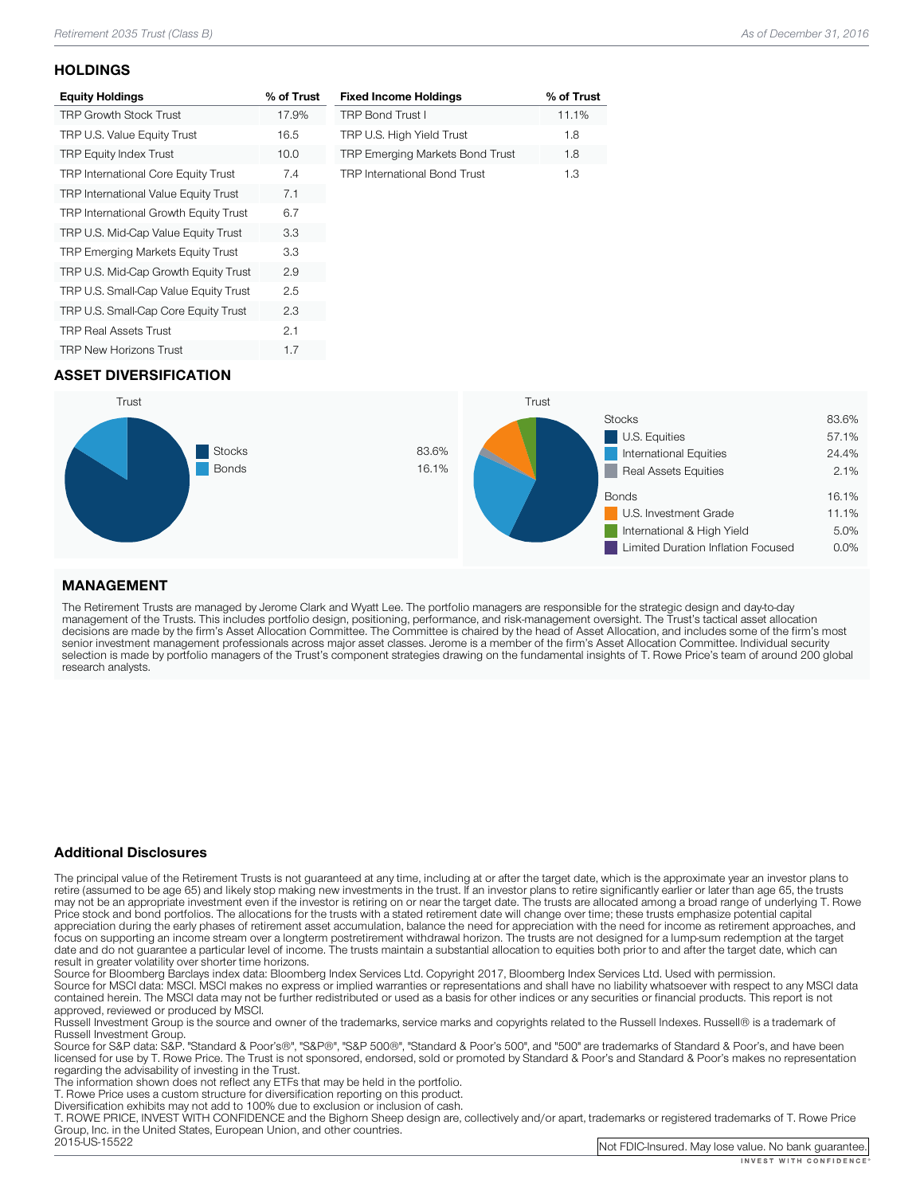## HOLDINGS

| Equity Holdings | % of Trust |
|---|---|
| TRP Growth Stock Trust | 17.9% |
| TRP U.S. Value Equity Trust | 16.5 |
| TRP Equity Index Trust | 10.0 |
| TRP International Core Equity Trust | 7.4 |
| TRP International Value Equity Trust | 7.1 |
| TRP International Growth Equity Trust | 6.7 |
| TRP U.S. Mid-Cap Value Equity Trust | 3.3 |
| TRP Emerging Markets Equity Trust | 3.3 |
| TRP U.S. Mid-Cap Growth Equity Trust | 2.9 |
| TRP U.S. Small-Cap Value Equity Trust | 2.5 |
| TRP U.S. Small-Cap Core Equity Trust | 2.3 |
| TRP Real Assets Trust | 2.1 |
| TRP New Horizons Trust | 1.7 |

| Fixed Income Holdings | % of Trust |
|---|---|
| TRP Bond Trust I | 11.1% |
| TRP U.S. High Yield Trust | 1.8 |
| TRP Emerging Markets Bond Trust | 1.8 |
| TRP International Bond Trust | 1.3 |

## ASSET DIVERSIFICATION

Trust

| | |
|---|---|
| Stocks | 83.6% |
| Bonds | 16.1% |

Trust

| | |
|---|---|
| Stocks | 83.6% |
| U.S. Equities | 57.1% |
| International Equities | 24.4% |
| Real Assets Equities | 2.1% |
| Bonds | 16.1% |
| U.S. Investment Grade | 11.1% |
| International & High Yield | 5.0% |
| Limited Duration Inflation Focused | 0.0% |

## MANAGEMENT

The Retirement Trusts are managed by Jerome Clark and Wyatt Lee. The portfolio managers are responsible for the strategic design and day-to-day management of the Trusts. This includes portfolio design, positioning, performance, and risk-management oversight. The Trust's tactical asset allocation decisions are made by the firm's Asset Allocation Committee. The Committee is chaired by the head of Asset Allocation, and includes some of the firm's most senior investment management professionals across major asset classes. Jerome is a member of the firm's Asset Allocation Committee. Individual security selection is made by portfolio managers of the Trust's component strategies drawing on the fundamental insights of T. Rowe Price's team of around 200 global research analysts.

### Additional Disclosures

The principal value of the Retirement Trusts is not guaranteed at any time, including at or after the target date, which is the approximate year an investor plans to retire (assumed to be age 65) and likely stop making new investments in the trust. If an investor plans to retire significantly earlier or later than age 65, the trusts may not be an appropriate investment even if the investor is retiring on or near the target date. The trusts are allocated among a broad range of underlying T. Rowe Price stock and bond portfolios. The allocations for the trusts with a stated retirement date will change over time; these trusts emphasize potential capital appreciation during the early phases of retirement asset accumulation, balance the need for appreciation with the need for income as retirement approaches, and focus on supporting an income stream over a longterm postretirement withdrawal horizon. The trusts are not designed for a lump-sum redemption at the target date and do not guarantee a particular level of income. The trusts maintain a substantial allocation to equities both prior to and after the target date, which can result in greater volatility over shorter time horizons.
Source for Bloomberg Barclays index data: Bloomberg Index Services Ltd. Copyright 2017, Bloomberg Index Services Ltd. Used with permission.
Source for MSCI data: MSCI. MSCI makes no express or implied warranties or representations and shall have no liability whatsoever with respect to any MSCI data contained herein. The MSCI data may not be further redistributed or used as a basis for other indices or any securities or financial products. This report is not approved, reviewed or produced by MSCI.
Russell Investment Group is the source and owner of the trademarks, service marks and copyrights related to the Russell Indexes. Russell® is a trademark of Russell Investment Group.
Source for S&P data: S&P. "Standard & Poor's®", "S&P®", "S&P 500®", "Standard & Poor's 500", and "500" are trademarks of Standard & Poor's, and have been licensed for use by T. Rowe Price. The Trust is not sponsored, endorsed, sold or promoted by Standard & Poor's and Standard & Poor's makes no representation regarding the advisability of investing in the Trust.
The information shown does not reflect any ETFs that may be held in the portfolio.
T. Rowe Price uses a custom structure for diversification reporting on this product.
Diversification exhibits may not add to 100% due to exclusion or inclusion of cash.
T. ROWE PRICE, INVEST WITH CONFIDENCE and the Bighorn Sheep design are, collectively and/or apart, trademarks or registered trademarks of T. Rowe Price Group, Inc. in the United States, European Union, and other countries.
2015-US-15522

Not FDIC-Insured. May lose value. No bank guarantee.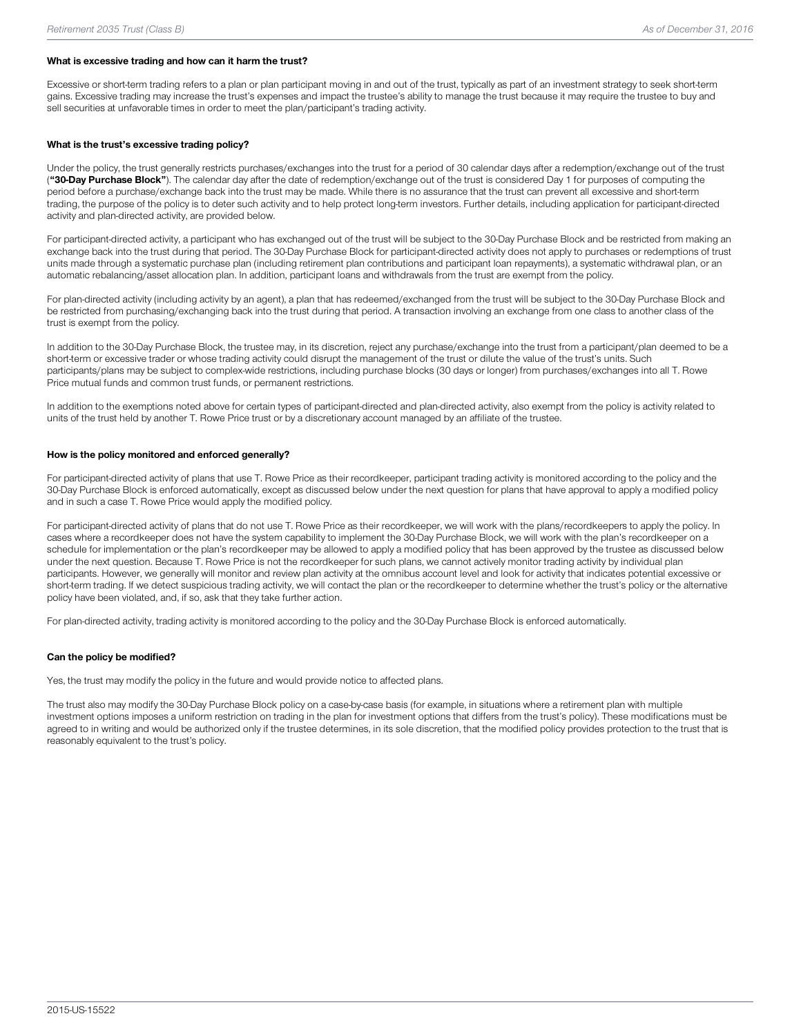**What is excessive trading and how can it harm the trust?**

Excessive or short-term trading refers to a plan or plan participant moving in and out of the trust, typically as part of an investment strategy to seek short-term gains. Excessive trading may increase the trust's expenses and impact the trustee's ability to manage the trust because it may require the trustee to buy and sell securities at unfavorable times in order to meet the plan/participant's trading activity.

**What is the trust's excessive trading policy?**

Under the policy, the trust generally restricts purchases/exchanges into the trust for a period of 30 calendar days after a redemption/exchange out of the trust (**"30-Day Purchase Block"**). The calendar day after the date of redemption/exchange out of the trust is considered Day 1 for purposes of computing the period before a purchase/exchange back into the trust may be made. While there is no assurance that the trust can prevent all excessive and short-term trading, the purpose of the policy is to deter such activity and to help protect long-term investors. Further details, including application for participant-directed activity and plan-directed activity, are provided below.

For participant-directed activity, a participant who has exchanged out of the trust will be subject to the 30-Day Purchase Block and be restricted from making an exchange back into the trust during that period. The 30-Day Purchase Block for participant-directed activity does not apply to purchases or redemptions of trust units made through a systematic purchase plan (including retirement plan contributions and participant loan repayments), a systematic withdrawal plan, or an automatic rebalancing/asset allocation plan. In addition, participant loans and withdrawals from the trust are exempt from the policy.

For plan-directed activity (including activity by an agent), a plan that has redeemed/exchanged from the trust will be subject to the 30-Day Purchase Block and be restricted from purchasing/exchanging back into the trust during that period. A transaction involving an exchange from one class to another class of the trust is exempt from the policy.

In addition to the 30-Day Purchase Block, the trustee may, in its discretion, reject any purchase/exchange into the trust from a participant/plan deemed to be a short-term or excessive trader or whose trading activity could disrupt the management of the trust or dilute the value of the trust's units. Such participants/plans may be subject to complex-wide restrictions, including purchase blocks (30 days or longer) from purchases/exchanges into all T. Rowe Price mutual funds and common trust funds, or permanent restrictions.

In addition to the exemptions noted above for certain types of participant-directed and plan-directed activity, also exempt from the policy is activity related to units of the trust held by another T. Rowe Price trust or by a discretionary account managed by an affiliate of the trustee.

**How is the policy monitored and enforced generally?**

For participant-directed activity of plans that use T. Rowe Price as their recordkeeper, participant trading activity is monitored according to the policy and the 30-Day Purchase Block is enforced automatically, except as discussed below under the next question for plans that have approval to apply a modified policy and in such a case T. Rowe Price would apply the modified policy.

For participant-directed activity of plans that do not use T. Rowe Price as their recordkeeper, we will work with the plans/recordkeepers to apply the policy. In cases where a recordkeeper does not have the system capability to implement the 30-Day Purchase Block, we will work with the plan's recordkeeper on a schedule for implementation or the plan's recordkeeper may be allowed to apply a modified policy that has been approved by the trustee as discussed below under the next question. Because T. Rowe Price is not the recordkeeper for such plans, we cannot actively monitor trading activity by individual plan participants. However, we generally will monitor and review plan activity at the omnibus account level and look for activity that indicates potential excessive or short-term trading. If we detect suspicious trading activity, we will contact the plan or the recordkeeper to determine whether the trust's policy or the alternative policy have been violated, and, if so, ask that they take further action.

For plan-directed activity, trading activity is monitored according to the policy and the 30-Day Purchase Block is enforced automatically.

**Can the policy be modified?**

Yes, the trust may modify the policy in the future and would provide notice to affected plans.

The trust also may modify the 30-Day Purchase Block policy on a case-by-case basis (for example, in situations where a retirement plan with multiple investment options imposes a uniform restriction on trading in the plan for investment options that differs from the trust's policy). These modifications must be agreed to in writing and would be authorized only if the trustee determines, in its sole discretion, that the modified policy provides protection to the trust that is reasonably equivalent to the trust's policy.